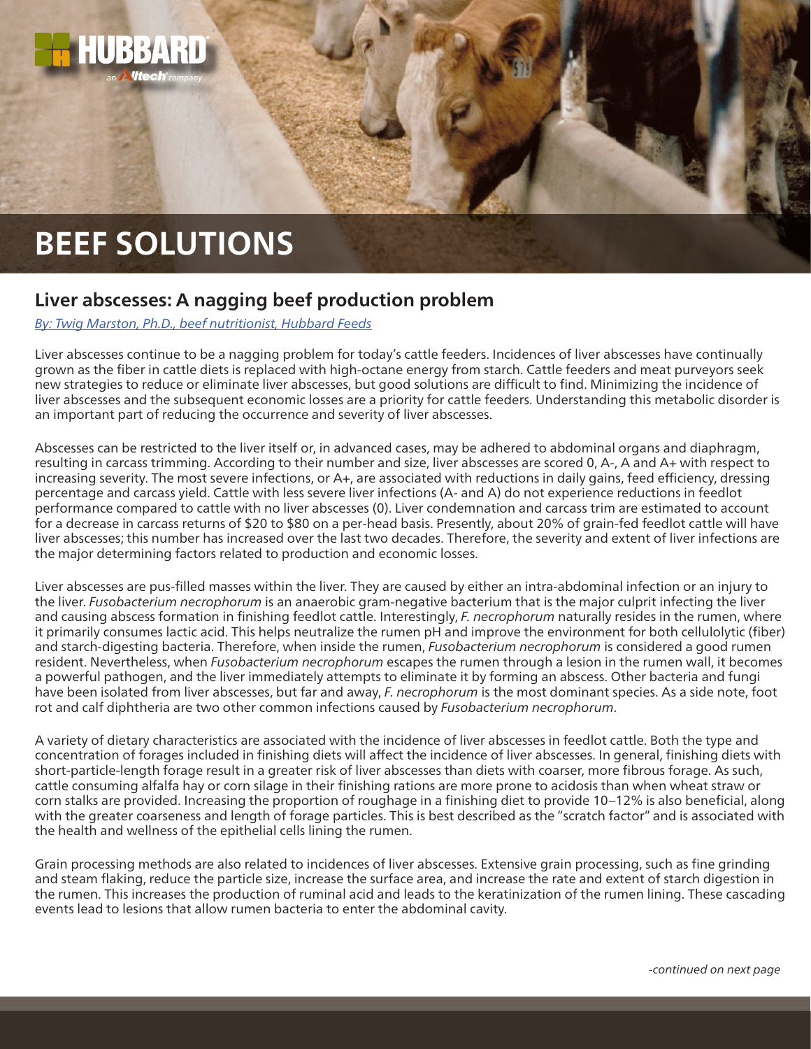# BEEF SOLUTIONS

## Liver abscesses: A nagging beef production problem

*By: Twig Marston, Ph.D., beef nutritionist, Hubbard Feeds*

Liver abscesses continue to be a nagging problem for today's cattle feeders. Incidences of liver abscesses have continually grown as the fiber in cattle diets is replaced with high-octane energy from starch. Cattle feeders and meat purveyors seek new strategies to reduce or eliminate liver abscesses, but good solutions are difficult to find. Minimizing the incidence of liver abscesses and the subsequent economic losses are a priority for cattle feeders. Understanding this metabolic disorder is an important part of reducing the occurrence and severity of liver abscesses.

Abscesses can be restricted to the liver itself or, in advanced cases, may be adhered to abdominal organs and diaphragm, resulting in carcass trimming. According to their number and size, liver abscesses are scored 0, A-, A and A+ with respect to increasing severity. The most severe infections, or A+, are associated with reductions in daily gains, feed efficiency, dressing percentage and carcass yield. Cattle with less severe liver infections (A- and A) do not experience reductions in feedlot performance compared to cattle with no liver abscesses (0). Liver condemnation and carcass trim are estimated to account for a decrease in carcass returns of $20 to $80 on a per-head basis. Presently, about 20% of grain-fed feedlot cattle will have liver abscesses; this number has increased over the last two decades. Therefore, the severity and extent of liver infections are the major determining factors related to production and economic losses.

Liver abscesses are pus-filled masses within the liver. They are caused by either an intra-abdominal infection or an injury to the liver. *Fusobacterium necrophorum* is an anaerobic gram-negative bacterium that is the major culprit infecting the liver and causing abscess formation in finishing feedlot cattle. Interestingly, *F. necrophorum* naturally resides in the rumen, where it primarily consumes lactic acid. This helps neutralize the rumen pH and improve the environment for both cellulolytic (fiber) and starch-digesting bacteria. Therefore, when inside the rumen, *Fusobacterium necrophorum* is considered a good rumen resident. Nevertheless, when *Fusobacterium necrophorum* escapes the rumen through a lesion in the rumen wall, it becomes a powerful pathogen, and the liver immediately attempts to eliminate it by forming an abscess. Other bacteria and fungi have been isolated from liver abscesses, but far and away, *F. necrophorum* is the most dominant species. As a side note, foot rot and calf diphtheria are two other common infections caused by *Fusobacterium necrophorum*.

A variety of dietary characteristics are associated with the incidence of liver abscesses in feedlot cattle. Both the type and concentration of forages included in finishing diets will affect the incidence of liver abscesses. In general, finishing diets with short-particle-length forage result in a greater risk of liver abscesses than diets with coarser, more fibrous forage. As such, cattle consuming alfalfa hay or corn silage in their finishing rations are more prone to acidosis than when wheat straw or corn stalks are provided. Increasing the proportion of roughage in a finishing diet to provide 10–12% is also beneficial, along with the greater coarseness and length of forage particles. This is best described as the "scratch factor" and is associated with the health and wellness of the epithelial cells lining the rumen.

Grain processing methods are also related to incidences of liver abscesses. Extensive grain processing, such as fine grinding and steam flaking, reduce the particle size, increase the surface area, and increase the rate and extent of starch digestion in the rumen. This increases the production of ruminal acid and leads to the keratinization of the rumen lining. These cascading events lead to lesions that allow rumen bacteria to enter the abdominal cavity.

*-continued on next page*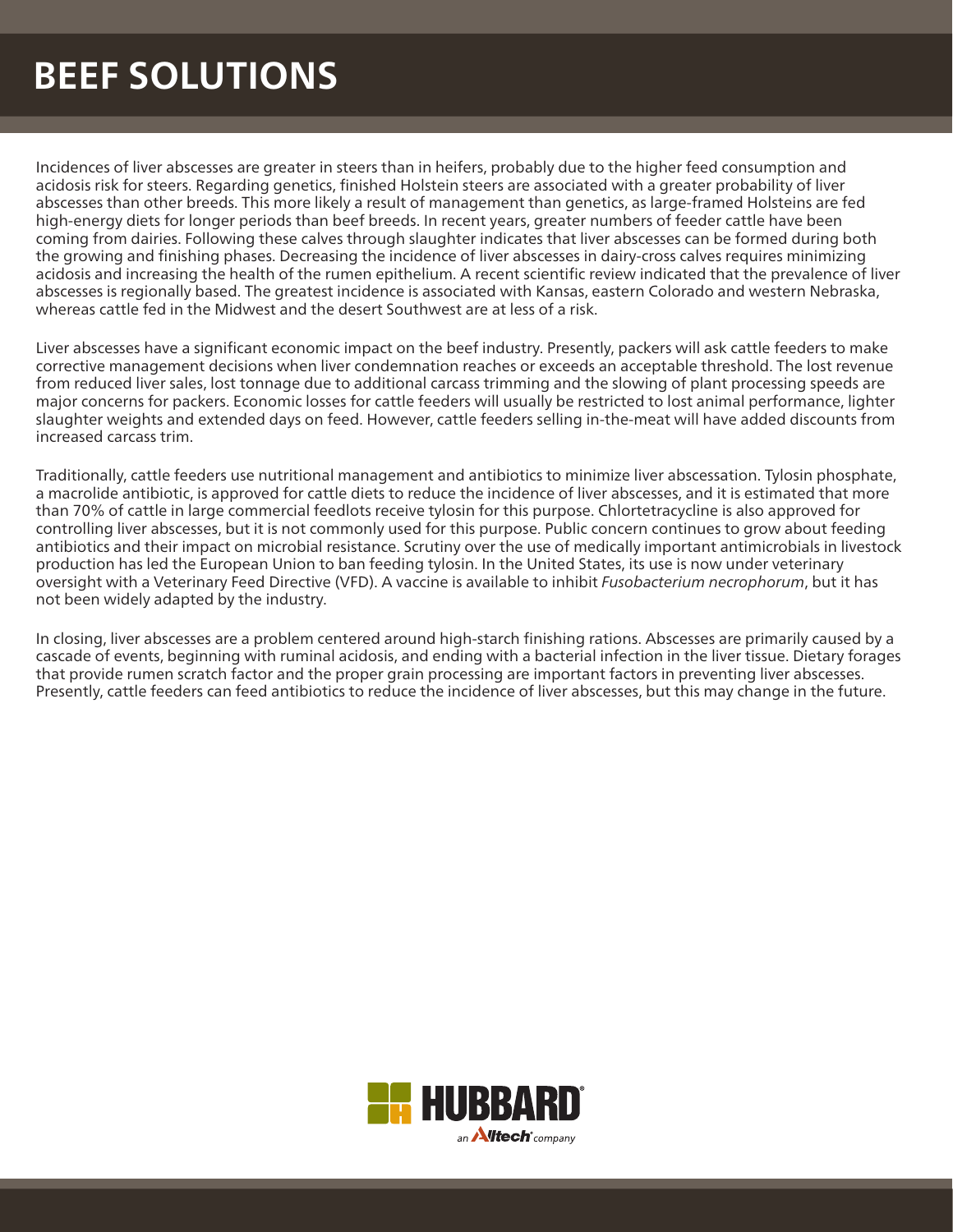# BEEF SOLUTIONS

Incidences of liver abscesses are greater in steers than in heifers, probably due to the higher feed consumption and acidosis risk for steers. Regarding genetics, finished Holstein steers are associated with a greater probability of liver abscesses than other breeds. This more likely a result of management than genetics, as large-framed Holsteins are fed high-energy diets for longer periods than beef breeds. In recent years, greater numbers of feeder cattle have been coming from dairies. Following these calves through slaughter indicates that liver abscesses can be formed during both the growing and finishing phases. Decreasing the incidence of liver abscesses in dairy-cross calves requires minimizing acidosis and increasing the health of the rumen epithelium. A recent scientific review indicated that the prevalence of liver abscesses is regionally based. The greatest incidence is associated with Kansas, eastern Colorado and western Nebraska, whereas cattle fed in the Midwest and the desert Southwest are at less of a risk.

Liver abscesses have a significant economic impact on the beef industry. Presently, packers will ask cattle feeders to make corrective management decisions when liver condemnation reaches or exceeds an acceptable threshold. The lost revenue from reduced liver sales, lost tonnage due to additional carcass trimming and the slowing of plant processing speeds are major concerns for packers. Economic losses for cattle feeders will usually be restricted to lost animal performance, lighter slaughter weights and extended days on feed. However, cattle feeders selling in-the-meat will have added discounts from increased carcass trim.

Traditionally, cattle feeders use nutritional management and antibiotics to minimize liver abscessation. Tylosin phosphate, a macrolide antibiotic, is approved for cattle diets to reduce the incidence of liver abscesses, and it is estimated that more than 70% of cattle in large commercial feedlots receive tylosin for this purpose. Chlortetracycline is also approved for controlling liver abscesses, but it is not commonly used for this purpose. Public concern continues to grow about feeding antibiotics and their impact on microbial resistance. Scrutiny over the use of medically important antimicrobials in livestock production has led the European Union to ban feeding tylosin. In the United States, its use is now under veterinary oversight with a Veterinary Feed Directive (VFD). A vaccine is available to inhibit *Fusobacterium necrophorum*, but it has not been widely adapted by the industry.

In closing, liver abscesses are a problem centered around high-starch finishing rations. Abscesses are primarily caused by a cascade of events, beginning with ruminal acidosis, and ending with a bacterial infection in the liver tissue. Dietary forages that provide rumen scratch factor and the proper grain processing are important factors in preventing liver abscesses. Presently, cattle feeders can feed antibiotics to reduce the incidence of liver abscesses, but this may change in the future.

HUBBARD®

an Alltech® company